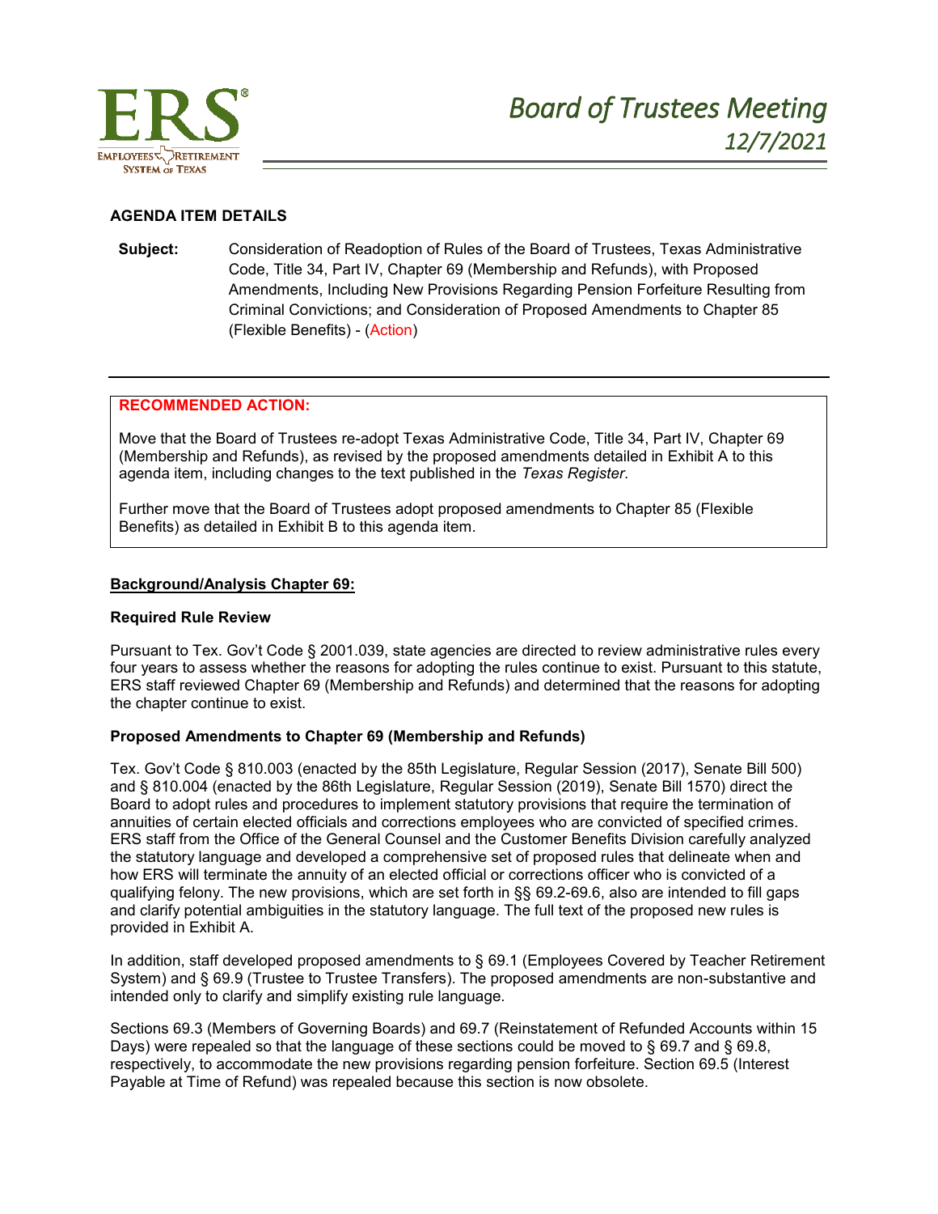# Board of Trustees Meeting
## 12/7/2021

### AGENDA ITEM DETAILS

**Subject:** Consideration of Readoption of Rules of the Board of Trustees, Texas Administrative Code, Title 34, Part IV, Chapter 69 (Membership and Refunds), with Proposed Amendments, Including New Provisions Regarding Pension Forfeiture Resulting from Criminal Convictions; and Consideration of Proposed Amendments to Chapter 85 (Flexible Benefits) - (Action)

---

**RECOMMENDED ACTION:**

Move that the Board of Trustees re-adopt Texas Administrative Code, Title 34, Part IV, Chapter 69 (Membership and Refunds), as revised by the proposed amendments detailed in Exhibit A to this agenda item, including changes to the text published in the *Texas Register*.

Further move that the Board of Trustees adopt proposed amendments to Chapter 85 (Flexible Benefits) as detailed in Exhibit B to this agenda item.

**Background/Analysis Chapter 69:**

**Required Rule Review**

Pursuant to Tex. Gov't Code § 2001.039, state agencies are directed to review administrative rules every four years to assess whether the reasons for adopting the rules continue to exist. Pursuant to this statute, ERS staff reviewed Chapter 69 (Membership and Refunds) and determined that the reasons for adopting the chapter continue to exist.

**Proposed Amendments to Chapter 69 (Membership and Refunds)**

Tex. Gov't Code § 810.003 (enacted by the 85th Legislature, Regular Session (2017), Senate Bill 500) and § 810.004 (enacted by the 86th Legislature, Regular Session (2019), Senate Bill 1570) direct the Board to adopt rules and procedures to implement statutory provisions that require the termination of annuities of certain elected officials and corrections employees who are convicted of specified crimes. ERS staff from the Office of the General Counsel and the Customer Benefits Division carefully analyzed the statutory language and developed a comprehensive set of proposed rules that delineate when and how ERS will terminate the annuity of an elected official or corrections officer who is convicted of a qualifying felony. The new provisions, which are set forth in §§ 69.2-69.6, also are intended to fill gaps and clarify potential ambiguities in the statutory language. The full text of the proposed new rules is provided in Exhibit A.

In addition, staff developed proposed amendments to § 69.1 (Employees Covered by Teacher Retirement System) and § 69.9 (Trustee to Trustee Transfers). The proposed amendments are non-substantive and intended only to clarify and simplify existing rule language.

Sections 69.3 (Members of Governing Boards) and 69.7 (Reinstatement of Refunded Accounts within 15 Days) were repealed so that the language of these sections could be moved to § 69.7 and § 69.8, respectively, to accommodate the new provisions regarding pension forfeiture. Section 69.5 (Interest Payable at Time of Refund) was repealed because this section is now obsolete.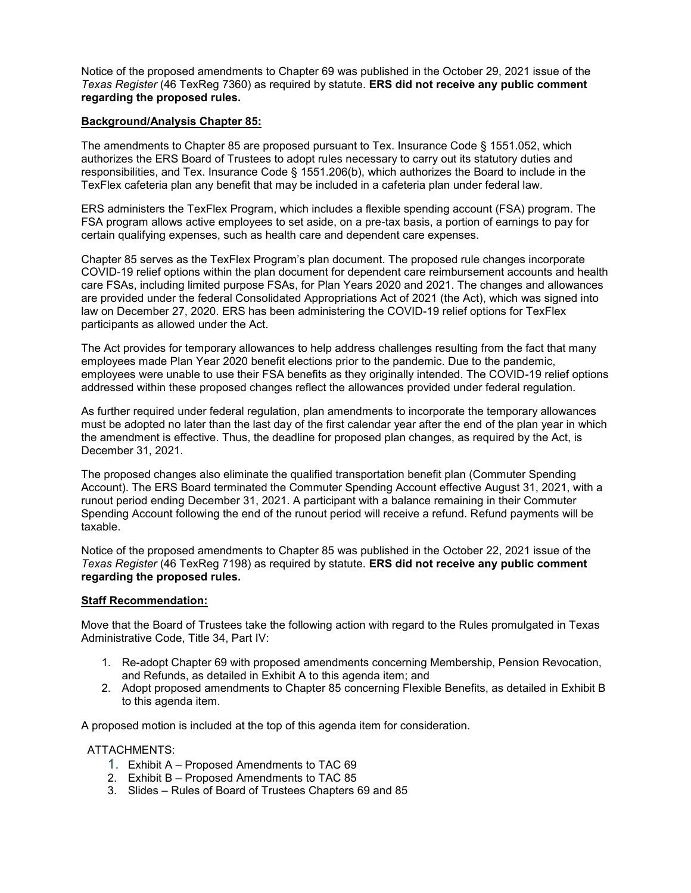Notice of the proposed amendments to Chapter 69 was published in the October 29, 2021 issue of the *Texas Register* (46 TexReg 7360) as required by statute. **ERS did not receive any public comment regarding the proposed rules.**

**Background/Analysis Chapter 85:**

The amendments to Chapter 85 are proposed pursuant to Tex. Insurance Code § 1551.052, which authorizes the ERS Board of Trustees to adopt rules necessary to carry out its statutory duties and responsibilities, and Tex. Insurance Code § 1551.206(b), which authorizes the Board to include in the TexFlex cafeteria plan any benefit that may be included in a cafeteria plan under federal law.

ERS administers the TexFlex Program, which includes a flexible spending account (FSA) program. The FSA program allows active employees to set aside, on a pre-tax basis, a portion of earnings to pay for certain qualifying expenses, such as health care and dependent care expenses.

Chapter 85 serves as the TexFlex Program's plan document. The proposed rule changes incorporate COVID-19 relief options within the plan document for dependent care reimbursement accounts and health care FSAs, including limited purpose FSAs, for Plan Years 2020 and 2021. The changes and allowances are provided under the federal Consolidated Appropriations Act of 2021 (the Act), which was signed into law on December 27, 2020. ERS has been administering the COVID-19 relief options for TexFlex participants as allowed under the Act.

The Act provides for temporary allowances to help address challenges resulting from the fact that many employees made Plan Year 2020 benefit elections prior to the pandemic. Due to the pandemic, employees were unable to use their FSA benefits as they originally intended. The COVID-19 relief options addressed within these proposed changes reflect the allowances provided under federal regulation.

As further required under federal regulation, plan amendments to incorporate the temporary allowances must be adopted no later than the last day of the first calendar year after the end of the plan year in which the amendment is effective. Thus, the deadline for proposed plan changes, as required by the Act, is December 31, 2021.

The proposed changes also eliminate the qualified transportation benefit plan (Commuter Spending Account). The ERS Board terminated the Commuter Spending Account effective August 31, 2021, with a runout period ending December 31, 2021. A participant with a balance remaining in their Commuter Spending Account following the end of the runout period will receive a refund. Refund payments will be taxable.

Notice of the proposed amendments to Chapter 85 was published in the October 22, 2021 issue of the *Texas Register* (46 TexReg 7198) as required by statute. **ERS did not receive any public comment regarding the proposed rules.**

**Staff Recommendation:**

Move that the Board of Trustees take the following action with regard to the Rules promulgated in Texas Administrative Code, Title 34, Part IV:

1. Re-adopt Chapter 69 with proposed amendments concerning Membership, Pension Revocation, and Refunds, as detailed in Exhibit A to this agenda item; and
2. Adopt proposed amendments to Chapter 85 concerning Flexible Benefits, as detailed in Exhibit B to this agenda item.

A proposed motion is included at the top of this agenda item for consideration.

ATTACHMENTS:

1. Exhibit A – Proposed Amendments to TAC 69
2. Exhibit B – Proposed Amendments to TAC 85
3. Slides – Rules of Board of Trustees Chapters 69 and 85